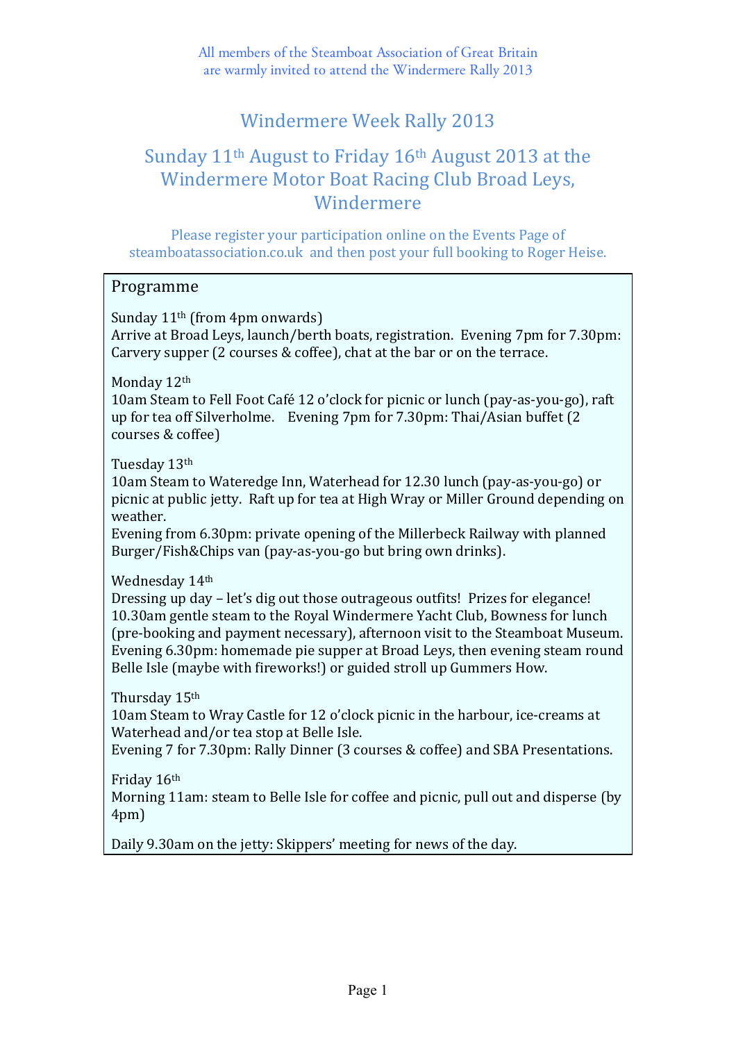All members of the Steamboat Association of Great Britain
are warmly invited to attend the Windermere Rally 2013

# Windermere Week Rally 2013

## Sunday 11th August to Friday 16th August 2013 at the Windermere Motor Boat Racing Club Broad Leys, Windermere

Please register your participation online on the Events Page of steamboatassociation.co.uk and then post your full booking to Roger Heise.

### Programme

Sunday 11th (from 4pm onwards)
Arrive at Broad Leys, launch/berth boats, registration. Evening 7pm for 7.30pm: Carvery supper (2 courses & coffee), chat at the bar or on the terrace.

Monday 12th
10am Steam to Fell Foot Café 12 o'clock for picnic or lunch (pay-as-you-go), raft up for tea off Silverholme. Evening 7pm for 7.30pm: Thai/Asian buffet (2 courses & coffee)

Tuesday 13th
10am Steam to Wateredge Inn, Waterhead for 12.30 lunch (pay-as-you-go) or picnic at public jetty. Raft up for tea at High Wray or Miller Ground depending on weather.
Evening from 6.30pm: private opening of the Millerbeck Railway with planned Burger/Fish&Chips van (pay-as-you-go but bring own drinks).

Wednesday 14th
Dressing up day – let's dig out those outrageous outfits! Prizes for elegance!
10.30am gentle steam to the Royal Windermere Yacht Club, Bowness for lunch (pre-booking and payment necessary), afternoon visit to the Steamboat Museum.
Evening 6.30pm: homemade pie supper at Broad Leys, then evening steam round Belle Isle (maybe with fireworks!) or guided stroll up Gummers How.

Thursday 15th
10am Steam to Wray Castle for 12 o'clock picnic in the harbour, ice-creams at Waterhead and/or tea stop at Belle Isle.
Evening 7 for 7.30pm: Rally Dinner (3 courses & coffee) and SBA Presentations.

Friday 16th
Morning 11am: steam to Belle Isle for coffee and picnic, pull out and disperse (by 4pm)

Daily 9.30am on the jetty: Skippers' meeting for news of the day.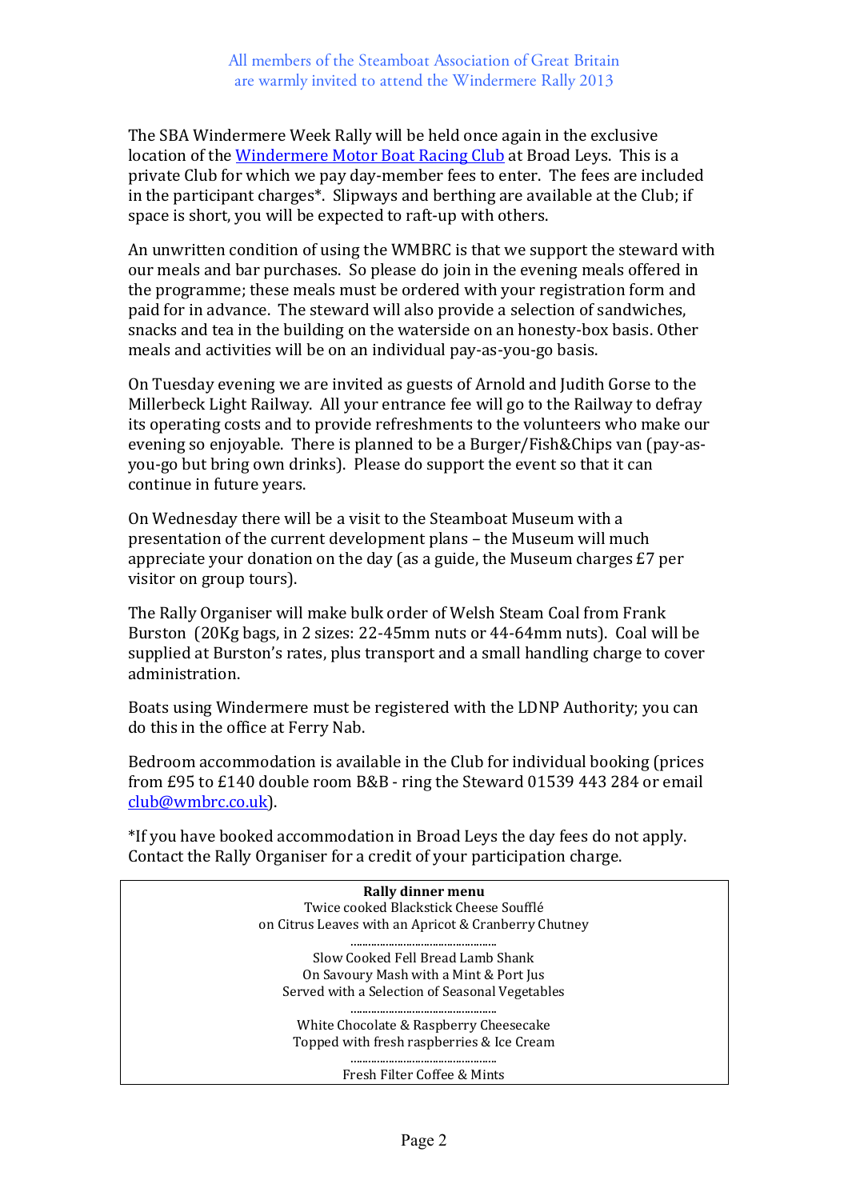All members of the Steamboat Association of Great Britain are warmly invited to attend the Windermere Rally 2013

The SBA Windermere Week Rally will be held once again in the exclusive location of the Windermere Motor Boat Racing Club at Broad Leys. This is a private Club for which we pay day-member fees to enter. The fees are included in the participant charges*. Slipways and berthing are available at the Club; if space is short, you will be expected to raft-up with others.

An unwritten condition of using the WMBRC is that we support the steward with our meals and bar purchases. So please do join in the evening meals offered in the programme; these meals must be ordered with your registration form and paid for in advance. The steward will also provide a selection of sandwiches, snacks and tea in the building on the waterside on an honesty-box basis. Other meals and activities will be on an individual pay-as-you-go basis.

On Tuesday evening we are invited as guests of Arnold and Judith Gorse to the Millerbeck Light Railway. All your entrance fee will go to the Railway to defray its operating costs and to provide refreshments to the volunteers who make our evening so enjoyable. There is planned to be a Burger/Fish&Chips van (pay-as-you-go but bring own drinks). Please do support the event so that it can continue in future years.

On Wednesday there will be a visit to the Steamboat Museum with a presentation of the current development plans – the Museum will much appreciate your donation on the day (as a guide, the Museum charges £7 per visitor on group tours).

The Rally Organiser will make bulk order of Welsh Steam Coal from Frank Burston (20Kg bags, in 2 sizes: 22-45mm nuts or 44-64mm nuts). Coal will be supplied at Burston's rates, plus transport and a small handling charge to cover administration.

Boats using Windermere must be registered with the LDNP Authority; you can do this in the office at Ferry Nab.

Bedroom accommodation is available in the Club for individual booking (prices from £95 to £140 double room B&B - ring the Steward 01539 443 284 or email club@wmbrc.co.uk).

*If you have booked accommodation in Broad Leys the day fees do not apply. Contact the Rally Organiser for a credit of your participation charge.

**Rally dinner menu**

Twice cooked Blackstick Cheese Soufflé
on Citrus Leaves with an Apricot & Cranberry Chutney

..............................................

Slow Cooked Fell Bread Lamb Shank
On Savoury Mash with a Mint & Port Jus
Served with a Selection of Seasonal Vegetables

..............................................

White Chocolate & Raspberry Cheesecake
Topped with fresh raspberries & Ice Cream

..............................................

Fresh Filter Coffee & Mints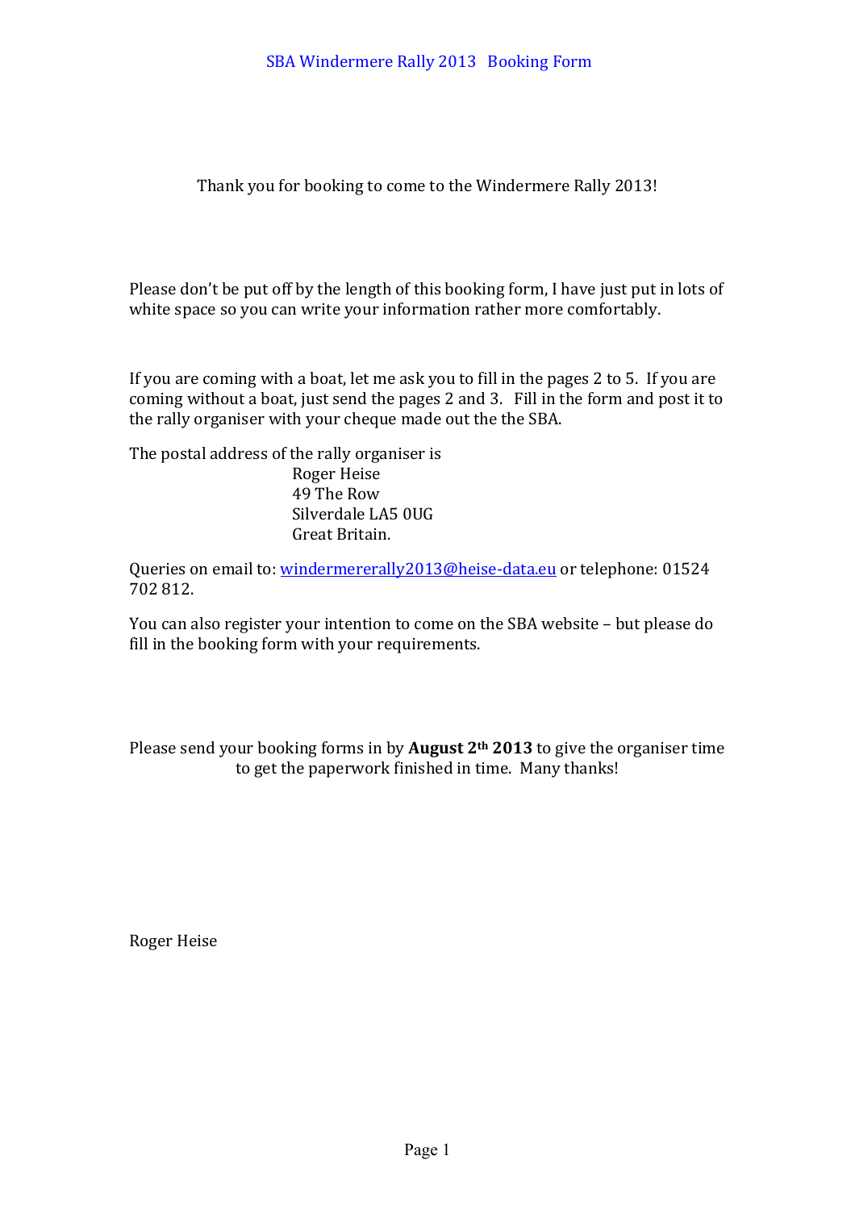# SBA Windermere Rally 2013 Booking Form

Thank you for booking to come to the Windermere Rally 2013!

Please don't be put off by the length of this booking form, I have just put in lots of white space so you can write your information rather more comfortably.

If you are coming with a boat, let me ask you to fill in the pages 2 to 5. If you are coming without a boat, just send the pages 2 and 3. Fill in the form and post it to the rally organiser with your cheque made out the the SBA.

The postal address of the rally organiser is

Roger Heise
49 The Row
Silverdale LA5 0UG
Great Britain.

Queries on email to: [windermererally2013@heise-data.eu](mailto:windermererally2013@heise-data.eu) or telephone: 01524 702 812.

You can also register your intention to come on the SBA website – but please do fill in the booking form with your requirements.

Please send your booking forms in by **August 2th 2013** to give the organiser time to get the paperwork finished in time. Many thanks!

Roger Heise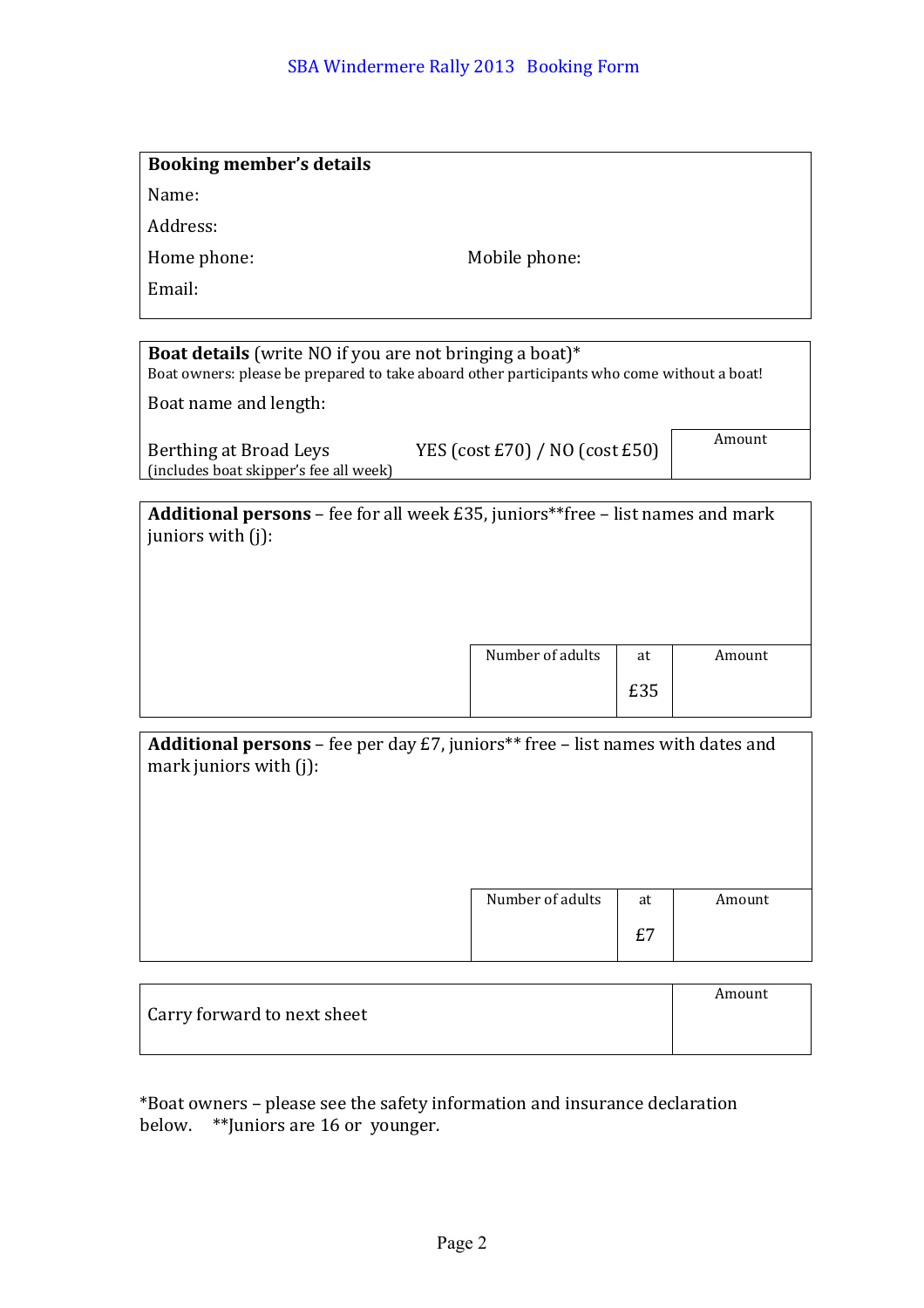## SBA Windermere Rally 2013 Booking Form

**Booking member's details**

Name:

Address:

Home phone: Mobile phone:

Email:

**Boat details** (write NO if you are not bringing a boat)*

Boat owners: please be prepared to take aboard other participants who come without a boat!

Boat name and length:

| Berthing at Broad Leys (includes boat skipper's fee all week) | YES (cost £70) / NO (cost £50) | Amount |
|---|---|---|
| | | |

**Additional persons** – fee for all week £35, juniors**free – list names and mark juniors with (j):

| Number of adults | at | Amount |
|---|---|---|
| | £35 | |

**Additional persons** – fee per day £7, juniors** free – list names with dates and mark juniors with (j):

| Number of adults | at | Amount |
|---|---|---|
| | £7 | |

| Carry forward to next sheet | Amount |
|---|---|
| | |

*Boat owners – please see the safety information and insurance declaration below. **Juniors are 16 or younger.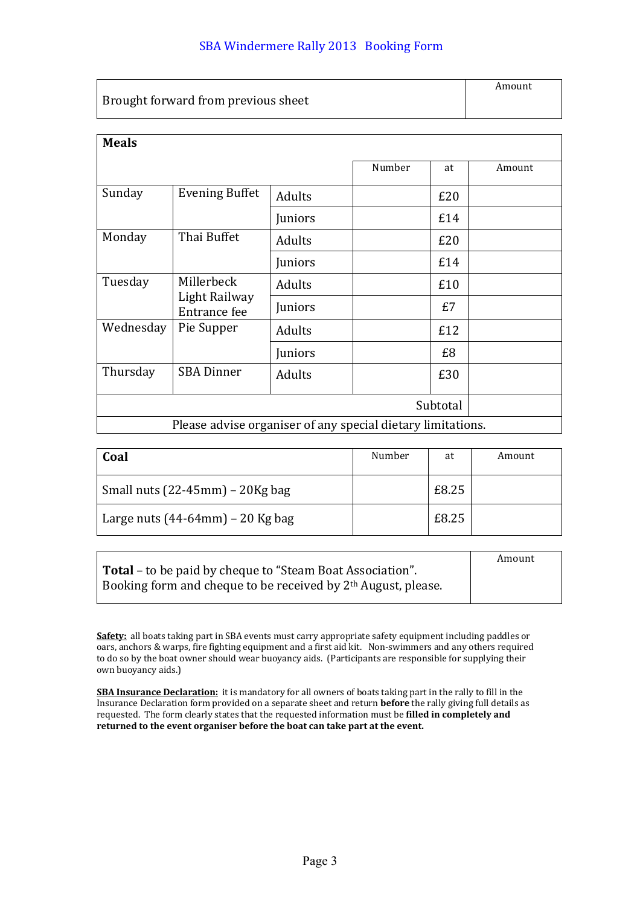## SBA Windermere Rally 2013 Booking Form

| Brought forward from previous sheet | Amount |
|---|---|
| | |

| Meals | | | Number | at | Amount |
|---|---|---|---|---|---|
| Sunday | Evening Buffet | Adults | | £20 | |
| | | Juniors | | £14 | |
| Monday | Thai Buffet | Adults | | £20 | |
| | | Juniors | | £14 | |
| Tuesday | Millerbeck Light Railway Entrance fee | Adults | | £10 | |
| | | Juniors | | £7 | |
| Wednesday | Pie Supper | Adults | | £12 | |
| | | Juniors | | £8 | |
| Thursday | SBA Dinner | Adults | | £30 | |
| | | | | Subtotal | |

Please advise organiser of any special dietary limitations.

| Coal | Number | at | Amount |
|---|---|---|---|
| Small nuts (22-45mm) – 20Kg bag | | £8.25 | |
| Large nuts (44-64mm) – 20 Kg bag | | £8.25 | |

| | Amount |
|---|---|
| **Total** – to be paid by cheque to "Steam Boat Association". Booking form and cheque to be received by 2th August, please. | |

**Safety:** all boats taking part in SBA events must carry appropriate safety equipment including paddles or oars, anchors & warps, fire fighting equipment and a first aid kit. Non-swimmers and any others required to do so by the boat owner should wear buoyancy aids. (Participants are responsible for supplying their own buoyancy aids.)

**SBA Insurance Declaration:** it is mandatory for all owners of boats taking part in the rally to fill in the Insurance Declaration form provided on a separate sheet and return **before** the rally giving full details as requested. The form clearly states that the requested information must be **filled in completely and returned to the event organiser before the boat can take part at the event.**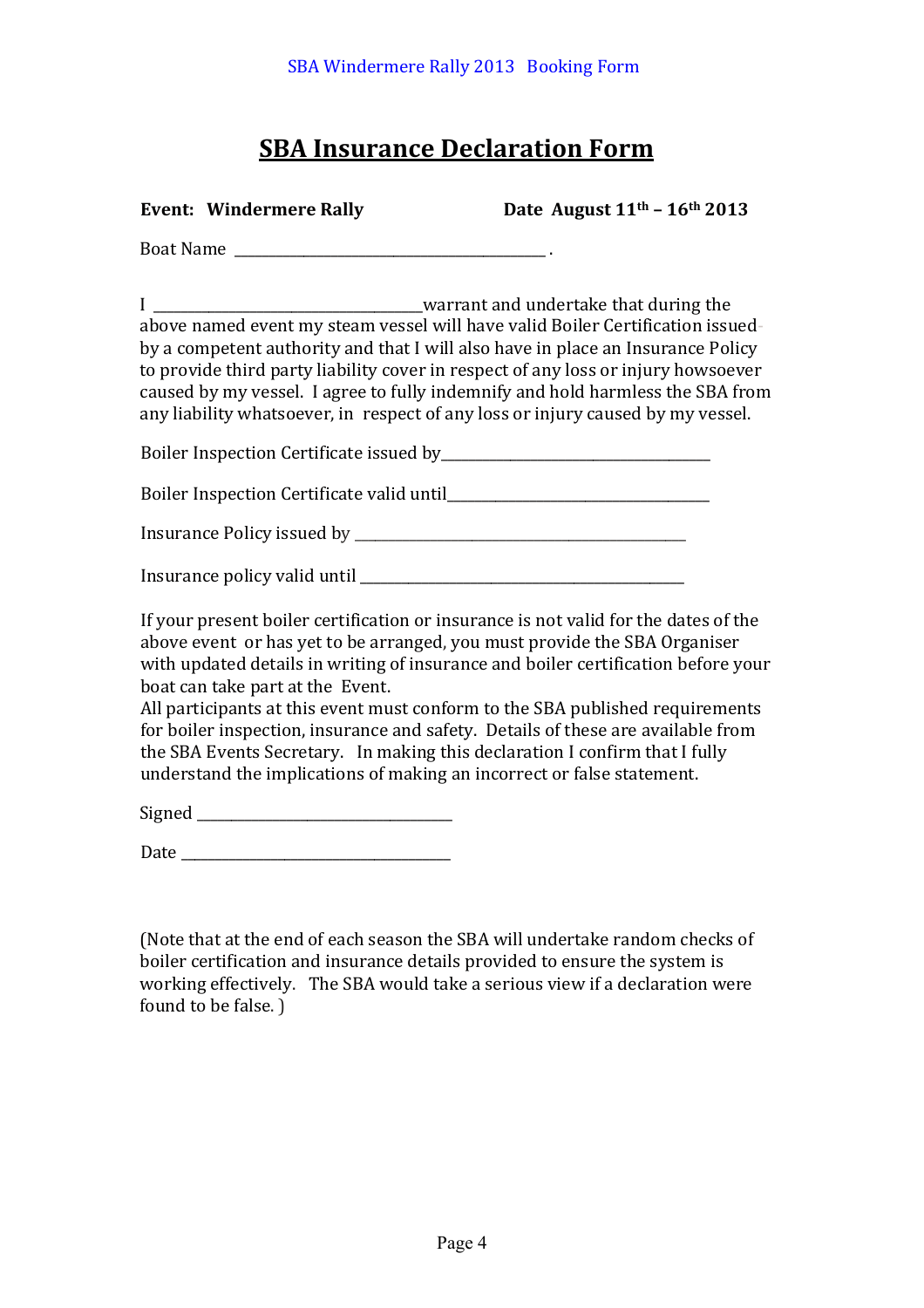# SBA Insurance Declaration Form

**Event: Windermere Rally** **Date August 11th – 16th 2013**

Boat Name ________________________________________ .

I ___________________________________warrant and undertake that during the above named event my steam vessel will have valid Boiler Certification issued by a competent authority and that I will also have in place an Insurance Policy to provide third party liability cover in respect of any loss or injury howsoever caused by my vessel. I agree to fully indemnify and hold harmless the SBA from any liability whatsoever, in respect of any loss or injury caused by my vessel.

Boiler Inspection Certificate issued by___________________________________

Boiler Inspection Certificate valid until__________________________________

Insurance Policy issued by ___________________________________________

Insurance policy valid until __________________________________________

If your present boiler certification or insurance is not valid for the dates of the above event or has yet to be arranged, you must provide the SBA Organiser with updated details in writing of insurance and boiler certification before your boat can take part at the Event.
All participants at this event must conform to the SBA published requirements for boiler inspection, insurance and safety. Details of these are available from the SBA Events Secretary. In making this declaration I confirm that I fully understand the implications of making an incorrect or false statement.

Signed _________________________________

Date ___________________________________

(Note that at the end of each season the SBA will undertake random checks of boiler certification and insurance details provided to ensure the system is working effectively. The SBA would take a serious view if a declaration were found to be false. )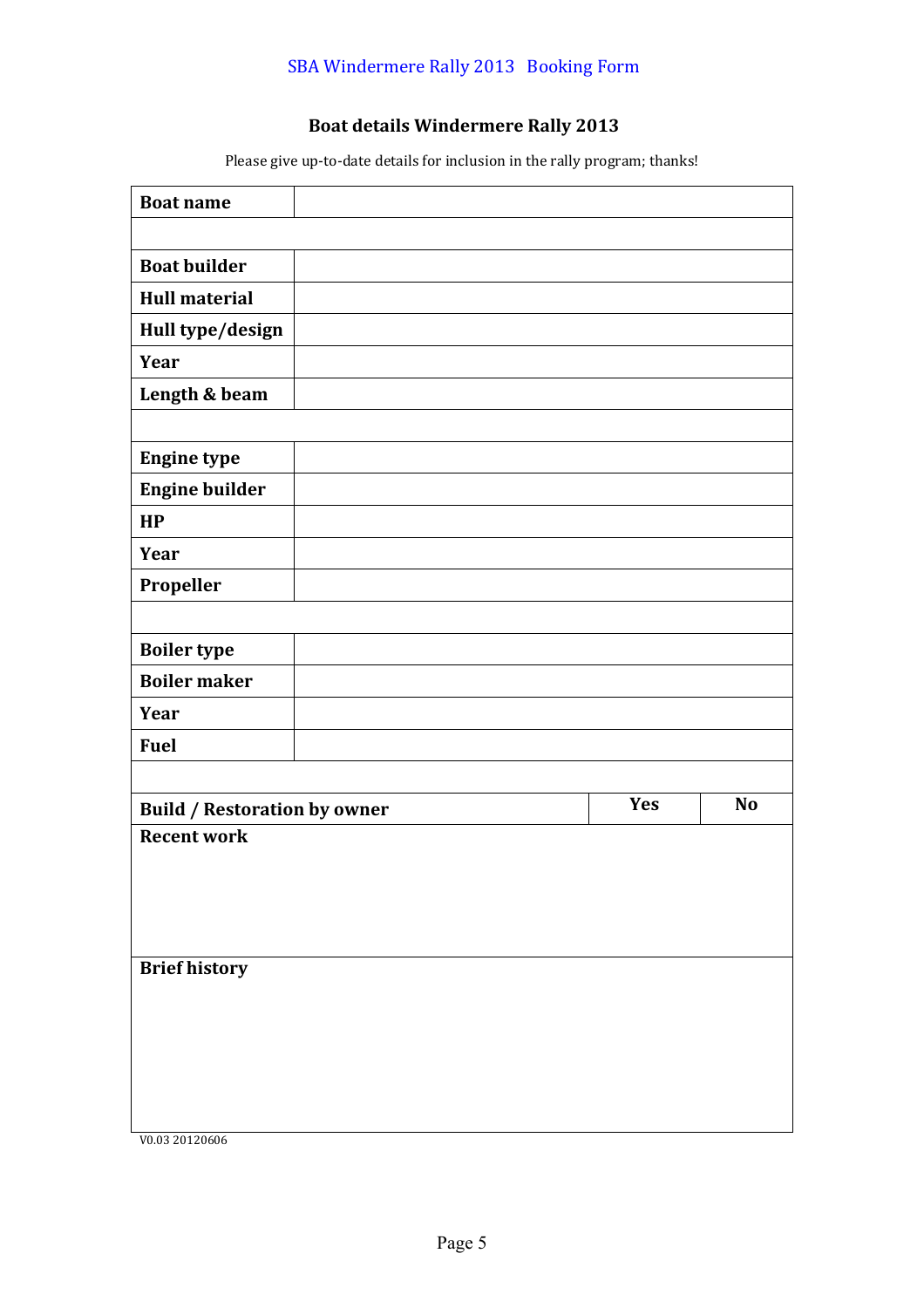SBA Windermere Rally 2013 Booking Form

## Boat details Windermere Rally 2013

Please give up-to-date details for inclusion in the rally program; thanks!

| | | | |
|---|---|---|---|
| **Boat name** | | | |
| | | | |
| **Boat builder** | | | |
| **Hull material** | | | |
| **Hull type/design** | | | |
| **Year** | | | |
| **Length & beam** | | | |
| | | | |
| **Engine type** | | | |
| **Engine builder** | | | |
| **HP** | | | |
| **Year** | | | |
| **Propeller** | | | |
| | | | |
| **Boiler type** | | | |
| **Boiler maker** | | | |
| **Year** | | | |
| **Fuel** | | | |
| | | | |
| **Build / Restoration by owner** | | **Yes** | **No** |
| **Recent work** | | | |
| **Brief history** | | | |

V0.03 20120606